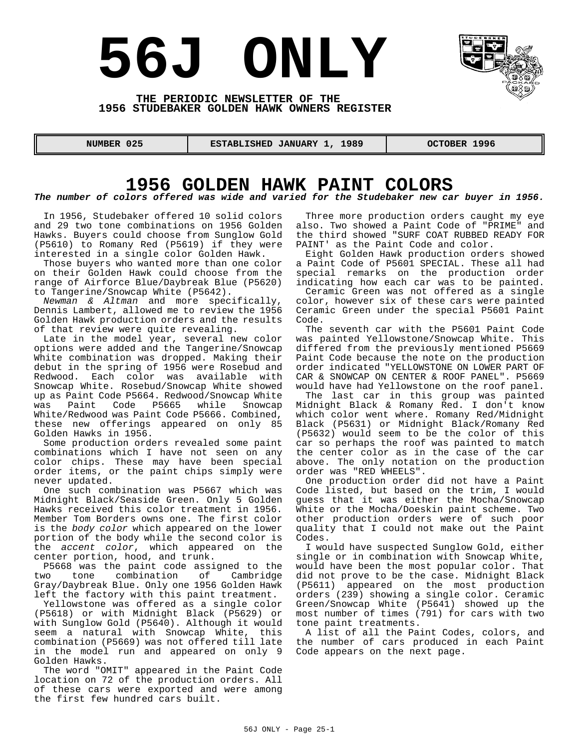# 56J ONLY

**THE PERIODIC NEWSLETTER OF THE 1956 STUDEBAKER GOLDEN HAWK OWNERS REGISTER**

| NUMBER 025 | ESTABLISHED JANUARY 1, 1989 | OCTOBER 1996 |
|---|---|---|

## 1956 GOLDEN HAWK PAINT COLORS

***The number of colors offered was wide and varied for the Studebaker new car buyer in 1956.***

In 1956, Studebaker offered 10 solid colors and 29 two tone combinations on 1956 Golden Hawks. Buyers could choose from Sunglow Gold (P5610) to Romany Red (P5619) if they were interested in a single color Golden Hawk.

Those buyers who wanted more than one color on their Golden Hawk could choose from the range of Airforce Blue/Daybreak Blue (P5620) to Tangerine/Snowcap White (P5642).

*Newman & Altman* and more specifically, Dennis Lambert, allowed me to review the 1956 Golden Hawk production orders and the results of that review were quite revealing.

Late in the model year, several new color options were added and the Tangerine/Snowcap White combination was dropped. Making their debut in the spring of 1956 were Rosebud and Redwood. Each color was available with Snowcap White. Rosebud/Snowcap White showed up as Paint Code P5664. Redwood/Snowcap White was Paint Code P5665 while Snowcap White/Redwood was Paint Code P5666. Combined, these new offerings appeared on only 85 Golden Hawks in 1956.

Some production orders revealed some paint combinations which I have not seen on any color chips. These may have been special order items, or the paint chips simply were never updated.

One such combination was P5667 which was Midnight Black/Seaside Green. Only 5 Golden Hawks received this color treatment in 1956. Member Tom Borders owns one. The first color is the *body color* which appeared on the lower portion of the body while the second color is the *accent color*, which appeared on the center portion, hood, and trunk.

P5668 was the paint code assigned to the two tone combination of Cambridge Gray/Daybreak Blue. Only one 1956 Golden Hawk left the factory with this paint treatment.

Yellowstone was offered as a single color (P5618) or with Midnight Black (P5629) or with Sunglow Gold (P5640). Although it would seem a natural with Snowcap White, this combination (P5669) was not offered till late in the model run and appeared on only 9 Golden Hawks.

The word "OMIT" appeared in the Paint Code location on 72 of the production orders. All of these cars were exported and were among the first few hundred cars built.

Three more production orders caught my eye also. Two showed a Paint Code of "PRIME" and the third showed "SURF COAT RUBBED READY FOR PAINT' as the Paint Code and color.

Eight Golden Hawk production orders showed a Paint Code of P5601 SPECIAL. These all had special remarks on the production order indicating how each car was to be painted.

Ceramic Green was not offered as a single color, however six of these cars were painted Ceramic Green under the special P5601 Paint Code.

The seventh car with the P5601 Paint Code was painted Yellowstone/Snowcap White. This differed from the previously mentioned P5669 Paint Code because the note on the production order indicated "YELLOWSTONE ON LOWER PART OF CAR & SNOWCAP ON CENTER & ROOF PANEL". P5669 would have had Yellowstone on the roof panel.

The last car in this group was painted Midnight Black & Romany Red. I don't know which color went where. Romany Red/Midnight Black (P5631) or Midnight Black/Romany Red (P5632) would seem to be the color of this car so perhaps the roof was painted to match the center color as in the case of the car above. The only notation on the production order was "RED WHEELS".

One production order did not have a Paint Code listed, but based on the trim, I would guess that it was either the Mocha/Snowcap White or the Mocha/Doeskin paint scheme. Two other production orders were of such poor quality that I could not make out the Paint Codes.

I would have suspected Sunglow Gold, either single or in combination with Snowcap White, would have been the most popular color. That did not prove to be the case. Midnight Black (P5611) appeared on the most production orders (239) showing a single color. Ceramic Green/Snowcap White (P5641) showed up the most number of times (791) for cars with two tone paint treatments.

A list of all the Paint Codes, colors, and the number of cars produced in each Paint Code appears on the next page.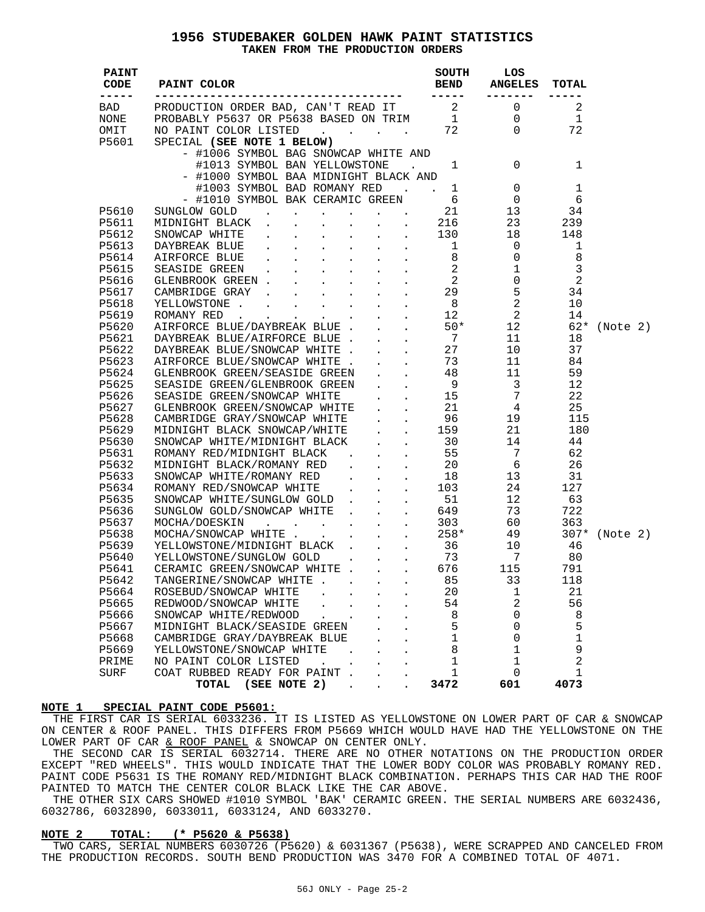# 1956 STUDEBAKER GOLDEN HAWK PAINT STATISTICS

## TAKEN FROM THE PRODUCTION ORDERS

| PAINT CODE | PAINT COLOR | SOUTH BEND | LOS ANGELES | TOTAL | |
|---|---|---|---|---|---|
| BAD | PRODUCTION ORDER BAD, CAN'T READ IT | 2 | 0 | 2 | |
| NONE | PROBABLY P5637 OR P5638 BASED ON TRIM | 1 | 0 | 1 | |
| OMIT | NO PAINT COLOR LISTED | 72 | 0 | 72 | |
| P5601 | SPECIAL **(SEE NOTE 1 BELOW)** | | | | |
| | - #1006 SYMBOL BAG SNOWCAP WHITE AND #1013 SYMBOL BAN YELLOWSTONE | 1 | 0 | 1 | |
| | - #1000 SYMBOL BAA MIDNIGHT BLACK AND #1003 SYMBOL BAD ROMANY RED | 1 | 0 | 1 | |
| | - #1010 SYMBOL BAK CERAMIC GREEN | 6 | 0 | 6 | |
| P5610 | SUNGLOW GOLD | 21 | 13 | 34 | |
| P5611 | MIDNIGHT BLACK | 216 | 23 | 239 | |
| P5612 | SNOWCAP WHITE | 130 | 18 | 148 | |
| P5613 | DAYBREAK BLUE | 1 | 0 | 1 | |
| P5614 | AIRFORCE BLUE | 8 | 0 | 8 | |
| P5615 | SEASIDE GREEN | 2 | 1 | 3 | |
| P5616 | GLENBROOK GREEN | 2 | 0 | 2 | |
| P5617 | CAMBRIDGE GRAY | 29 | 5 | 34 | |
| P5618 | YELLOWSTONE | 8 | 2 | 10 | |
| P5619 | ROMANY RED | 12 | 2 | 14 | |
| P5620 | AIRFORCE BLUE/DAYBREAK BLUE | 50* | 12 | 62* | (Note 2) |
| P5621 | DAYBREAK BLUE/AIRFORCE BLUE | 7 | 11 | 18 | |
| P5622 | DAYBREAK BLUE/SNOWCAP WHITE | 27 | 10 | 37 | |
| P5623 | AIRFORCE BLUE/SNOWCAP WHITE | 73 | 11 | 84 | |
| P5624 | GLENBROOK GREEN/SEASIDE GREEN | 48 | 11 | 59 | |
| P5625 | SEASIDE GREEN/GLENBROOK GREEN | 9 | 3 | 12 | |
| P5626 | SEASIDE GREEN/SNOWCAP WHITE | 15 | 7 | 22 | |
| P5627 | GLENBROOK GREEN/SNOWCAP WHITE | 21 | 4 | 25 | |
| P5628 | CAMBRIDGE GRAY/SNOWCAP WHITE | 96 | 19 | 115 | |
| P5629 | MIDNIGHT BLACK SNOWCAP/WHITE | 159 | 21 | 180 | |
| P5630 | SNOWCAP WHITE/MIDNIGHT BLACK | 30 | 14 | 44 | |
| P5631 | ROMANY RED/MIDNIGHT BLACK | 55 | 7 | 62 | |
| P5632 | MIDNIGHT BLACK/ROMANY RED | 20 | 6 | 26 | |
| P5633 | SNOWCAP WHITE/ROMANY RED | 18 | 13 | 31 | |
| P5634 | ROMANY RED/SNOWCAP WHITE | 103 | 24 | 127 | |
| P5635 | SNOWCAP WHITE/SUNGLOW GOLD | 51 | 12 | 63 | |
| P5636 | SUNGLOW GOLD/SNOWCAP WHITE | 649 | 73 | 722 | |
| P5637 | MOCHA/DOESKIN | 303 | 60 | 363 | |
| P5638 | MOCHA/SNOWCAP WHITE | 258* | 49 | 307* | (Note 2) |
| P5639 | YELLOWSTONE/MIDNIGHT BLACK | 36 | 10 | 46 | |
| P5640 | YELLOWSTONE/SUNGLOW GOLD | 73 | 7 | 80 | |
| P5641 | CERAMIC GREEN/SNOWCAP WHITE | 676 | 115 | 791 | |
| P5642 | TANGERINE/SNOWCAP WHITE | 85 | 33 | 118 | |
| P5664 | ROSEBUD/SNOWCAP WHITE | 20 | 1 | 21 | |
| P5665 | REDWOOD/SNOWCAP WHITE | 54 | 2 | 56 | |
| P5666 | SNOWCAP WHITE/REDWOOD | 8 | 0 | 8 | |
| P5667 | MIDNIGHT BLACK/SEASIDE GREEN | 5 | 0 | 5 | |
| P5668 | CAMBRIDGE GRAY/DAYBREAK BLUE | 1 | 0 | 1 | |
| P5669 | YELLOWSTONE/SNOWCAP WHITE | 8 | 1 | 9 | |
| PRIME | NO PAINT COLOR LISTED | 1 | 1 | 2 | |
| SURF | COAT RUBBED READY FOR PAINT | 1 | 0 | 1 | |
| | **TOTAL (SEE NOTE 2)** | **3472** | **601** | **4073** | |

**NOTE 1 SPECIAL PAINT CODE P5601:**

THE FIRST CAR IS SERIAL 6033236. IT IS LISTED AS YELLOWSTONE ON LOWER PART OF CAR & SNOWCAP ON CENTER & ROOF PANEL. THIS DIFFERS FROM P5669 WHICH WOULD HAVE HAD THE YELLOWSTONE ON THE LOWER PART OF CAR & ROOF PANEL & SNOWCAP ON CENTER ONLY.

THE SECOND CAR IS SERIAL 6032714. THERE ARE NO OTHER NOTATIONS ON THE PRODUCTION ORDER EXCEPT "RED WHEELS". THIS WOULD INDICATE THAT THE LOWER BODY COLOR WAS PROBABLY ROMANY RED. PAINT CODE P5631 IS THE ROMANY RED/MIDNIGHT BLACK COMBINATION. PERHAPS THIS CAR HAD THE ROOF PAINTED TO MATCH THE CENTER COLOR BLACK LIKE THE CAR ABOVE.

THE OTHER SIX CARS SHOWED #1010 SYMBOL 'BAK' CERAMIC GREEN. THE SERIAL NUMBERS ARE 6032436, 6032786, 6032890, 6033011, 6033124, AND 6033270.

**NOTE 2 TOTAL: (* P5620 & P5638)**

TWO CARS, SERIAL NUMBERS 6030726 (P5620) & 6031367 (P5638), WERE SCRAPPED AND CANCELED FROM THE PRODUCTION RECORDS. SOUTH BEND PRODUCTION WAS 3470 FOR A COMBINED TOTAL OF 4071.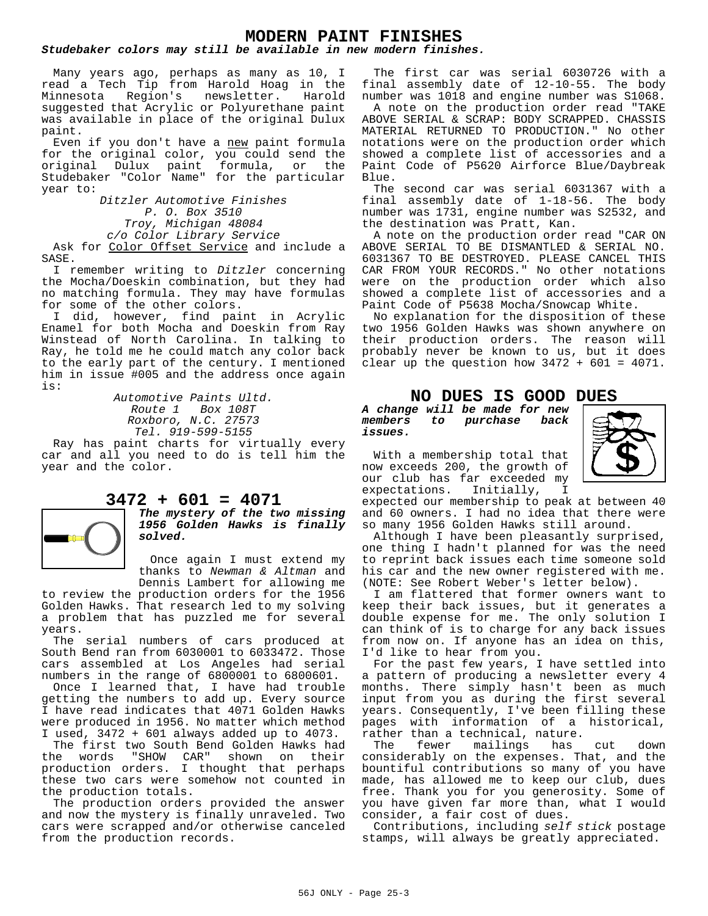# MODERN PAINT FINISHES

***Studebaker colors may still be available in new modern finishes.***

Many years ago, perhaps as many as 10, I read a Tech Tip from Harold Hoag in the Minnesota Region's newsletter. Harold suggested that Acrylic or Polyurethane paint was available in place of the original Dulux paint.

Even if you don't have a new paint formula for the original color, you could send the original Dulux paint formula, or the Studebaker "Color Name" for the particular year to:

*Ditzler Automotive Finishes*
*P. O. Box 3510*
*Troy, Michigan 48084*
*c/o Color Library Service*

Ask for Color Offset Service and include a SASE.

I remember writing to *Ditzler* concerning the Mocha/Doeskin combination, but they had no matching formula. They may have formulas for some of the other colors.

I did, however, find paint in Acrylic Enamel for both Mocha and Doeskin from Ray Winstead of North Carolina. In talking to Ray, he told me he could match any color back to the early part of the century. I mentioned him in issue #005 and the address once again is:

*Automotive Paints Ultd.*
*Route 1 Box 108T*
*Roxboro, N.C. 27573*
*Tel. 919-599-5155*

Ray has paint charts for virtually every car and all you need to do is tell him the year and the color.

# 3472 + 601 = 4071

***The mystery of the two missing 1956 Golden Hawks is finally solved.***

Once again I must extend my thanks to *Newman & Altman* and Dennis Lambert for allowing me to review the production orders for the 1956 Golden Hawks. That research led to my solving a problem that has puzzled me for several years.

The serial numbers of cars produced at South Bend ran from 6030001 to 6033472. Those cars assembled at Los Angeles had serial numbers in the range of 6800001 to 6800601.

Once I learned that, I have had trouble getting the numbers to add up. Every source I have read indicates that 4071 Golden Hawks were produced in 1956. No matter which method I used, 3472 + 601 always added up to 4073.

The first two South Bend Golden Hawks had the words "SHOW CAR" shown on their production orders. I thought that perhaps these two cars were somehow not counted in the production totals.

The production orders provided the answer and now the mystery is finally unraveled. Two cars were scrapped and/or otherwise canceled from the production records.

The first car was serial 6030726 with a final assembly date of 12-10-55. The body number was 1018 and engine number was S1068.

A note on the production order read "TAKE ABOVE SERIAL & SCRAP: BODY SCRAPPED. CHASSIS MATERIAL RETURNED TO PRODUCTION." No other notations were on the production order which showed a complete list of accessories and a Paint Code of P5620 Airforce Blue/Daybreak Blue.

The second car was serial 6031367 with a final assembly date of 1-18-56. The body number was 1731, engine number was S2532, and the destination was Pratt, Kan.

A note on the production order read "CAR ON ABOVE SERIAL TO BE DISMANTLED & SERIAL NO. 6031367 TO BE DESTROYED. PLEASE CANCEL THIS CAR FROM YOUR RECORDS." No other notations were on the production order which also showed a complete list of accessories and a Paint Code of P5638 Mocha/Snowcap White.

No explanation for the disposition of these two 1956 Golden Hawks was shown anywhere on their production orders. The reason will probably never be known to us, but it does clear up the question how 3472 + 601 = 4071.

# NO DUES IS GOOD DUES

***A change will be made for new members to purchase back issues.***

With a membership total that now exceeds 200, the growth of our club has far exceeded my expectations. Initially, I expected our membership to peak at between 40 and 60 owners. I had no idea that there were so many 1956 Golden Hawks still around.

Although I have been pleasantly surprised, one thing I hadn't planned for was the need to reprint back issues each time someone sold his car and the new owner registered with me. (NOTE: See Robert Weber's letter below).

I am flattered that former owners want to keep their back issues, but it generates a double expense for me. The only solution I can think of is to charge for any back issues from now on. If anyone has an idea on this, I'd like to hear from you.

For the past few years, I have settled into a pattern of producing a newsletter every 4 months. There simply hasn't been as much input from you as during the first several years. Consequently, I've been filling these pages with information of a historical, rather than a technical, nature.

The fewer mailings has cut down considerably on the expenses. That, and the bountiful contributions so many of you have made, has allowed me to keep our club, dues free. Thank you for you generosity. Some of you have given far more than, what I would consider, a fair cost of dues.

Contributions, including *self stick* postage stamps, will always be greatly appreciated.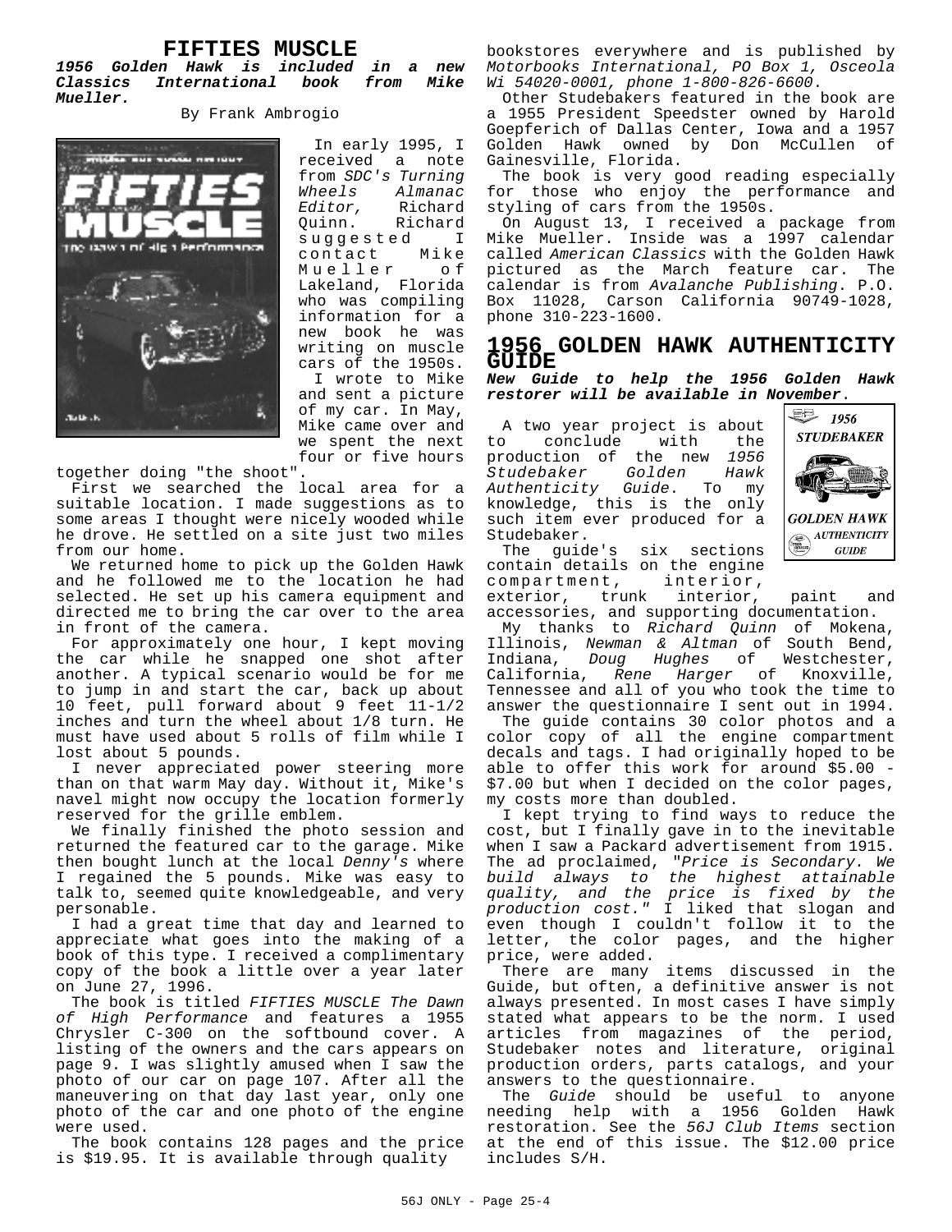## FIFTIES MUSCLE

***1956 Golden Hawk is included in a new Classics International book from Mike Mueller.***

By Frank Ambrogio

In early 1995, I received a note from *SDC's Turning Wheels Almanac Editor,* Richard Quinn. Richard suggested I contact Mike Mueller of Lakeland, Florida who was compiling information for a new book he was writing on muscle cars of the 1950s.

I wrote to Mike and sent a picture of my car. In May, Mike came over and we spent the next four or five hours together doing "the shoot".

First we searched the local area for a suitable location. I made suggestions as to some areas I thought were nicely wooded while he drove. He settled on a site just two miles from our home.

We returned home to pick up the Golden Hawk and he followed me to the location he had selected. He set up his camera equipment and directed me to bring the car over to the area in front of the camera.

For approximately one hour, I kept moving the car while he snapped one shot after another. A typical scenario would be for me to jump in and start the car, back up about 10 feet, pull forward about 9 feet 11-1/2 inches and turn the wheel about 1/8 turn. He must have used about 5 rolls of film while I lost about 5 pounds.

I never appreciated power steering more than on that warm May day. Without it, Mike's navel might now occupy the location formerly reserved for the grille emblem.

We finally finished the photo session and returned the featured car to the garage. Mike then bought lunch at the local *Denny's* where I regained the 5 pounds. Mike was easy to talk to, seemed quite knowledgeable, and very personable.

I had a great time that day and learned to appreciate what goes into the making of a book of this type. I received a complimentary copy of the book a little over a year later on June 27, 1996.

The book is titled *FIFTIES MUSCLE The Dawn of High Performance* and features a 1955 Chrysler C-300 on the softbound cover. A listing of the owners and the cars appears on page 9. I was slightly amused when I saw the photo of our car on page 107. After all the maneuvering on that day last year, only one photo of the car and one photo of the engine were used.

The book contains 128 pages and the price is $19.95. It is available through quality bookstores everywhere and is published by *Motorbooks International, PO Box 1, Osceola Wi 54020-0001, phone 1-800-826-6600*.

Other Studebakers featured in the book are a 1955 President Speedster owned by Harold Goepferich of Dallas Center, Iowa and a 1957 Golden Hawk owned by Don McCullen of Gainesville, Florida.

The book is very good reading especially for those who enjoy the performance and styling of cars from the 1950s.

On August 13, I received a package from Mike Mueller. Inside was a 1997 calendar called *American Classics* with the Golden Hawk pictured as the March feature car. The calendar is from *Avalanche Publishing*. P.O. Box 11028, Carson California 90749-1028, phone 310-223-1600.

## 1956 GOLDEN HAWK AUTHENTICITY GUIDE

***New Guide to help the 1956 Golden Hawk restorer will be available in November.***

A two year project is about to conclude with the production of the new *1956 Studebaker Golden Hawk Authenticity Guide*. To my knowledge, this is the only such item ever produced for a Studebaker.

The guide's six sections contain details on the engine compartment, interior, exterior, trunk interior, paint and accessories, and supporting documentation.

My thanks to *Richard Quinn* of Mokena, Illinois, *Newman & Altman* of South Bend, Indiana, *Doug Hughes* of Westchester, California, *Rene Harger* of Knoxville, Tennessee and all of you who took the time to answer the questionnaire I sent out in 1994.

The guide contains 30 color photos and a color copy of all the engine compartment decals and tags. I had originally hoped to be able to offer this work for around $5.00 - $7.00 but when I decided on the color pages, my costs more than doubled.

I kept trying to find ways to reduce the cost, but I finally gave in to the inevitable when I saw a Packard advertisement from 1915. The ad proclaimed, "*Price is Secondary. We build always to the highest attainable quality, and the price is fixed by the production cost.*" I liked that slogan and even though I couldn't follow it to the letter, the color pages, and the higher price, were added.

There are many items discussed in the Guide, but often, a definitive answer is not always presented. In most cases I have simply stated what appears to be the norm. I used articles from magazines of the period, Studebaker notes and literature, original production orders, parts catalogs, and your answers to the questionnaire.

The *Guide* should be useful to anyone needing help with a 1956 Golden Hawk restoration. See the *56J Club Items* section at the end of this issue. The $12.00 price includes S/H.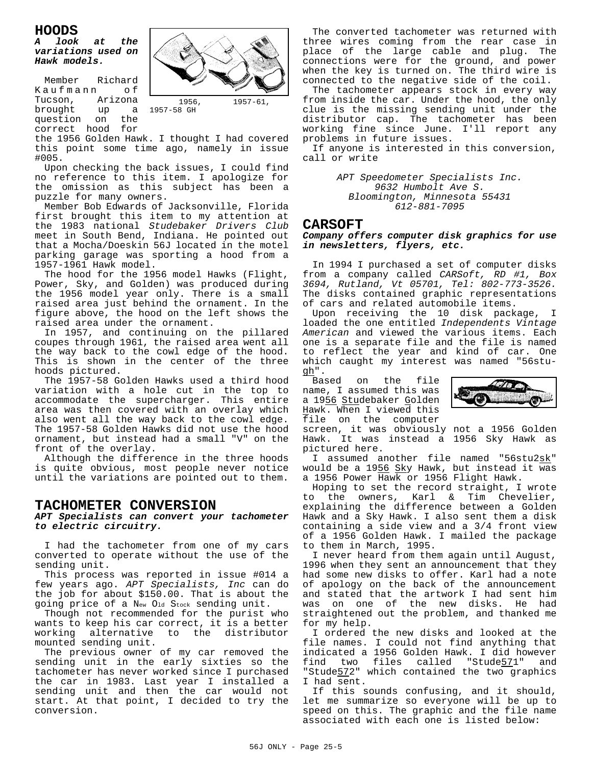## HOODS

***A look at the variations used on Hawk models.***

1956, 1957-61, 1957-58 GH

Member Richard Kaufmann of Tucson, Arizona brought up a question on the correct hood for the 1956 Golden Hawk. I thought I had covered this point some time ago, namely in issue #005.

Upon checking the back issues, I could find no reference to this item. I apologize for the omission as this subject has been a puzzle for many owners.

Member Bob Edwards of Jacksonville, Florida first brought this item to my attention at the 1983 national *Studebaker Drivers Club* meet in South Bend, Indiana. He pointed out that a Mocha/Doeskin 56J located in the motel parking garage was sporting a hood from a 1957-1961 Hawk model.

The hood for the 1956 model Hawks (Flight, Power, Sky, and Golden) was produced during the 1956 model year only. There is a small raised area just behind the ornament. In the figure above, the hood on the left shows the raised area under the ornament.

In 1957, and continuing on the pillared coupes through 1961, the raised area went all the way back to the cowl edge of the hood. This is shown in the center of the three hoods pictured.

The 1957-58 Golden Hawks used a third hood variation with a hole cut in the top to accommodate the supercharger. This entire area was then covered with an overlay which also went all the way back to the cowl edge. The 1957-58 Golden Hawks did not use the hood ornament, but instead had a small "V" on the front of the overlay.

Although the difference in the three hoods is quite obvious, most people never notice until the variations are pointed out to them.

## TACHOMETER CONVERSION

***APT Specialists can convert your tachometer to electric circuitry.***

I had the tachometer from one of my cars converted to operate without the use of the sending unit.

This process was reported in issue #014 a few years ago. *APT Specialists, Inc* can do the job for about $150.00. That is about the going price of a New Old Stock sending unit.

Though not recommended for the purist who wants to keep his car correct, it is a better working alternative to the distributor mounted sending unit.

The previous owner of my car removed the sending unit in the early sixties so the tachometer has never worked since I purchased the car in 1983. Last year I installed a sending unit and then the car would not start. At that point, I decided to try the conversion.

The converted tachometer was returned with three wires coming from the rear case in place of the large cable and plug. The connections were for the ground, and power when the key is turned on. The third wire is connected to the negative side of the coil.

The tachometer appears stock in every way from inside the car. Under the hood, the only clue is the missing sending unit under the distributor cap. The tachometer has been working fine since June. I'll report any problems in future issues.

If anyone is interested in this conversion, call or write

*APT Speedometer Specialists Inc.*
*9632 Humbolt Ave S.*
*Bloomington, Minnesota 55431*
*612-881-7095*

## CARSOFT

***Company offers computer disk graphics for use in newsletters, flyers, etc.***

In 1994 I purchased a set of computer disks from a company called *CARSoft, RD #1, Box 3694, Rutland, Vt 05701, Tel: 802-773-3526.* The disks contained graphic representations of cars and related automobile items.

Upon receiving the 10 disk package, I loaded the one entitled *Independents Vintage American* and viewed the various items. Each one is a separate file and the file is named to reflect the year and kind of car. One which caught my interest was named "56stu-gh".

Based on the file name, I assumed this was a 1956 Studebaker Golden Hawk. When I viewed this file on the computer screen, it was obviously not a 1956 Golden Hawk. It was instead a 1956 Sky Hawk as pictured here.

I assumed another file named "56stu2sk" would be a 1956 Sky Hawk, but instead it was a 1956 Power Hawk or 1956 Flight Hawk.

Hoping to set the record straight, I wrote to the owners, Karl & Tim Chevelier, explaining the difference between a Golden Hawk and a Sky Hawk. I also sent them a disk containing a side view and a 3/4 front view of a 1956 Golden Hawk. I mailed the package to them in March, 1995.

I never heard from them again until August, 1996 when they sent an announcement that they had some new disks to offer. Karl had a note of apology on the back of the announcement and stated that the artwork I had sent him was on one of the new disks. He had straightened out the problem, and thanked me for my help.

I ordered the new disks and looked at the file names. I could not find anything that indicated a 1956 Golden Hawk. I did however find two files called "Stude571" and "Stude572" which contained the two graphics I had sent.

If this sounds confusing, and it should, let me summarize so everyone will be up to speed on this. The graphic and the file name associated with each one is listed below: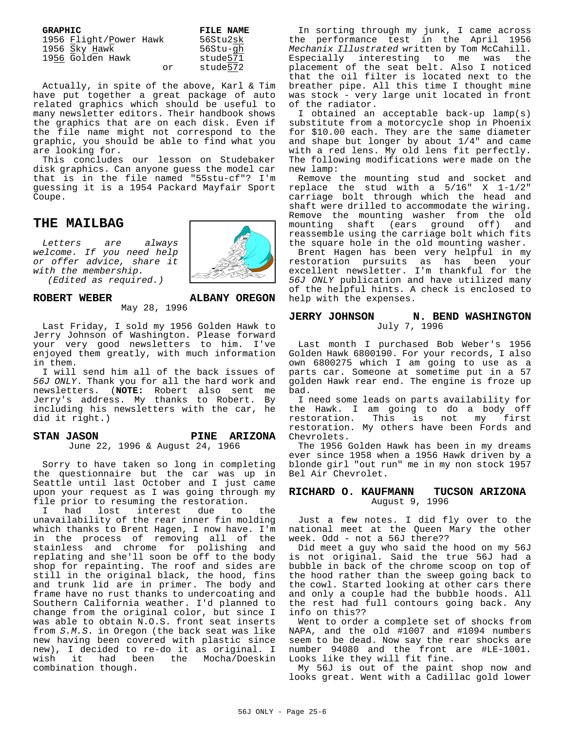| GRAPHIC | | FILE NAME |
|---|---|---|
| 1956 Flight/Power Hawk | | 56Stu2sk |
| 1956 Sky Hawk | | 56Stu-gh |
| 1956 Golden Hawk | | stude571 |
| | or | stude572 |

Actually, in spite of the above, Karl & Tim have put together a great package of auto related graphics which should be useful to many newsletter editors. Their handbook shows the graphics that are on each disk. Even if the file name might not correspond to the graphic, you should be able to find what you are looking for.

This concludes our lesson on Studebaker disk graphics. Can anyone guess the model car that is in the file named "55stu-cf"? I'm guessing it is a 1954 Packard Mayfair Sport Coupe.

## THE MAILBAG

*Letters are always welcome. If you need help or offer advice, share it with the membership. (Edited as required.)*

### ROBERT WEBER — ALBANY OREGON

May 28, 1996

Last Friday, I sold my 1956 Golden Hawk to Jerry Johnson of Washington. Please forward your very good newsletters to him. I've enjoyed them greatly, with much information in them.

I will send him all of the back issues of *56J ONLY*. Thank you for all the hard work and newsletters. (**NOTE:** Robert also sent me Jerry's address. My thanks to Robert. By including his newsletters with the car, he did it right.)

### STAN JASON — PINE ARIZONA

June 22, 1996 & August 24, 1966

Sorry to have taken so long in completing the questionnaire but the car was up in Seattle until last October and I just came upon your request as I was going through my file prior to resuming the restoration.

I had lost interest due to the unavailability of the rear inner fin molding which thanks to Brent Hagen, I now have. I'm in the process of removing all of the stainless and chrome for polishing and replating and she'll soon be off to the body shop for repainting. The roof and sides are still in the original black, the hood, fins and trunk lid are in primer. The body and frame have no rust thanks to undercoating and Southern California weather. I'd planned to change from the original color, but since I was able to obtain N.O.S. front seat inserts from *S.M.S.* in Oregon (the back seat was like new having been covered with plastic since new), I decided to re-do it as original. I wish it had been the Mocha/Doeskin combination though.

In sorting through my junk, I came across the performance test in the April 1956 *Mechanix Illustrated* written by Tom McCahill. Especially interesting to me was the placement of the seat belt. Also I noticed that the oil filter is located next to the breather pipe. All this time I thought mine was stock - very large unit located in front of the radiator.

I obtained an acceptable back-up lamp(s) substitute from a motorcycle shop in Phoenix for $10.00 each. They are the same diameter and shape but longer by about 1/4" and came with a red lens. My old lens fit perfectly. The following modifications were made on the new lamp:

Remove the mounting stud and socket and replace the stud with a 5/16" X 1-1/2" carriage bolt through which the head and shaft were drilled to accommodate the wiring. Remove the mounting washer from the old mounting shaft (ears ground off) and reassemble using the carriage bolt which fits the square hole in the old mounting washer.

Brent Hagen has been very helpful in my restoration pursuits as has been your excellent newsletter. I'm thankful for the *56J ONLY* publication and have utilized many of the helpful hints. A check is enclosed to help with the expenses.

### JERRY JOHNSON — N. BEND WASHINGTON

July 7, 1996

Last month I purchased Bob Weber's 1956 Golden Hawk 6800190. For your records, I also own 6800275 which I am going to use as a parts car. Someone at sometime put in a 57 golden Hawk rear end. The engine is froze up bad.

I need some leads on parts availability for the Hawk. I am going to do a body off restoration. This is not my first restoration. My others have been Fords and Chevrolets.

The 1956 Golden Hawk has been in my dreams ever since 1958 when a 1956 Hawk driven by a blonde girl "out run" me in my non stock 1957 Bel Air Chevrolet.

### RICHARD O. KAUFMANN — TUCSON ARIZONA

August 9, 1996

Just a few notes. I did fly over to the national meet at the Queen Mary the other week. Odd - not a 56J there??

Did meet a guy who said the hood on my 56J is not original. Said the true 56J had a bubble in back of the chrome scoop on top of the hood rather than the sweep going back to the cowl. Started looking at other cars there and only a couple had the bubble hoods. All the rest had full contours going back. Any info on this??

Went to order a complete set of shocks from NAPA, and the old #1007 and #1094 numbers seem to be dead. Now say the rear shocks are number 94080 and the front are #LE-1001. Looks like they will fit fine.

My 56J is out of the paint shop now and looks great. Went with a Cadillac gold lower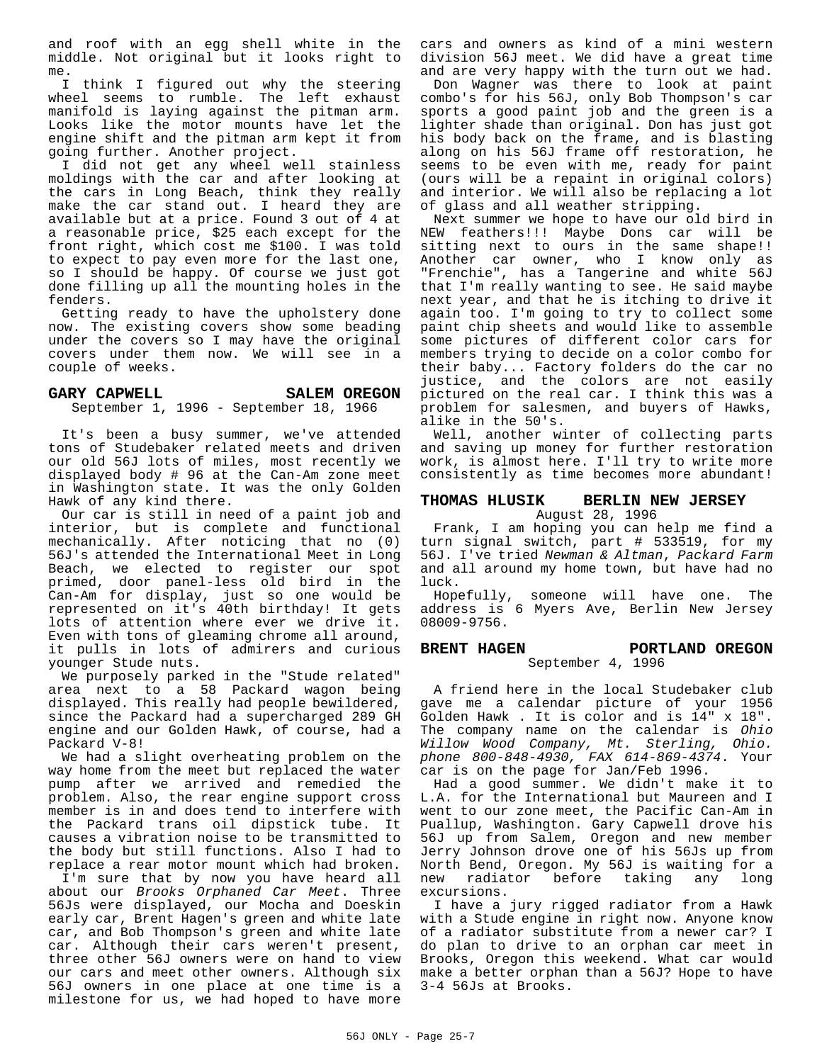and roof with an egg shell white in the middle. Not original but it looks right to me.

I think I figured out why the steering wheel seems to rumble. The left exhaust manifold is laying against the pitman arm. Looks like the motor mounts have let the engine shift and the pitman arm kept it from going further. Another project.

I did not get any wheel well stainless moldings with the car and after looking at the cars in Long Beach, think they really make the car stand out. I heard they are available but at a price. Found 3 out of 4 at a reasonable price, $25 each except for the front right, which cost me $100. I was told to expect to pay even more for the last one, so I should be happy. Of course we just got done filling up all the mounting holes in the fenders.

Getting ready to have the upholstery done now. The existing covers show some beading under the covers so I may have the original covers under them now. We will see in a couple of weeks.

## GARY CAPWELL — SALEM OREGON

September 1, 1996 - September 18, 1966

It's been a busy summer, we've attended tons of Studebaker related meets and driven our old 56J lots of miles, most recently we displayed body # 96 at the Can-Am zone meet in Washington state. It was the only Golden Hawk of any kind there.

Our car is still in need of a paint job and interior, but is complete and functional mechanically. After noticing that no (0) 56J's attended the International Meet in Long Beach, we elected to register our spot primed, door panel-less old bird in the Can-Am for display, just so one would be represented on it's 40th birthday! It gets lots of attention where ever we drive it. Even with tons of gleaming chrome all around, it pulls in lots of admirers and curious younger Stude nuts.

We purposely parked in the "Stude related" area next to a 58 Packard wagon being displayed. This really had people bewildered, since the Packard had a supercharged 289 GH engine and our Golden Hawk, of course, had a Packard V-8!

We had a slight overheating problem on the way home from the meet but replaced the water pump after we arrived and remedied the problem. Also, the rear engine support cross member is in and does tend to interfere with the Packard trans oil dipstick tube. It causes a vibration noise to be transmitted to the body but still functions. Also I had to replace a rear motor mount which had broken.

I'm sure that by now you have heard all about our *Brooks Orphaned Car Meet*. Three 56Js were displayed, our Mocha and Doeskin early car, Brent Hagen's green and white late car, and Bob Thompson's green and white late car. Although their cars weren't present, three other 56J owners were on hand to view our cars and meet other owners. Although six 56J owners in one place at one time is a milestone for us, we had hoped to have more cars and owners as kind of a mini western division 56J meet. We did have a great time and are very happy with the turn out we had.

Don Wagner was there to look at paint combo's for his 56J, only Bob Thompson's car sports a good paint job and the green is a lighter shade than original. Don has just got his body back on the frame, and is blasting along on his 56J frame off restoration, he seems to be even with me, ready for paint (ours will be a repaint in original colors) and interior. We will also be replacing a lot of glass and all weather stripping.

Next summer we hope to have our old bird in NEW feathers!!! Maybe Dons car will be sitting next to ours in the same shape!! Another car owner, who I know only as "Frenchie", has a Tangerine and white 56J that I'm really wanting to see. He said maybe next year, and that he is itching to drive it again too. I'm going to try to collect some paint chip sheets and would like to assemble some pictures of different color cars for members trying to decide on a color combo for their baby... Factory folders do the car no justice, and the colors are not easily pictured on the real car. I think this was a problem for salesmen, and buyers of Hawks, alike in the 50's.

Well, another winter of collecting parts and saving up money for further restoration work, is almost here. I'll try to write more consistently as time becomes more abundant!

## THOMAS HLUSIK — BERLIN NEW JERSEY

August 28, 1996

Frank, I am hoping you can help me find a turn signal switch, part # 533519, for my 56J. I've tried *Newman & Altman*, *Packard Farm* and all around my home town, but have had no luck.

Hopefully, someone will have one. The address is 6 Myers Ave, Berlin New Jersey 08009-9756.

## BRENT HAGEN — PORTLAND OREGON

September 4, 1996

A friend here in the local Studebaker club gave me a calendar picture of your 1956 Golden Hawk . It is color and is 14" x 18". The company name on the calendar is *Ohio Willow Wood Company, Mt. Sterling, Ohio. phone 800-848-4930, FAX 614-869-4374*. Your car is on the page for Jan/Feb 1996.

Had a good summer. We didn't make it to L.A. for the International but Maureen and I went to our zone meet, the Pacific Can-Am in Puallup, Washington. Gary Capwell drove his 56J up from Salem, Oregon and new member Jerry Johnson drove one of his 56Js up from North Bend, Oregon. My 56J is waiting for a new radiator before taking any long excursions.

I have a jury rigged radiator from a Hawk with a Stude engine in right now. Anyone know of a radiator substitute from a newer car? I do plan to drive to an orphan car meet in Brooks, Oregon this weekend. What car would make a better orphan than a 56J? Hope to have 3-4 56Js at Brooks.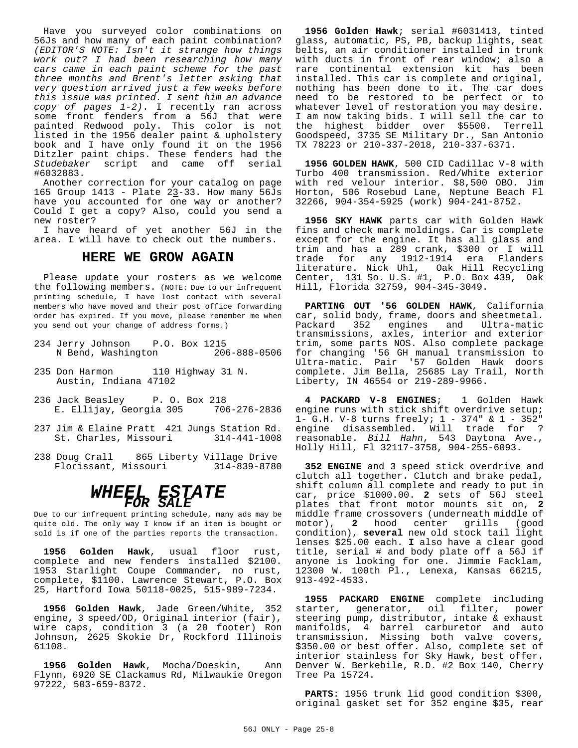Have you surveyed color combinations on 56Js and how many of each paint combination? *(EDITOR'S NOTE: Isn't it strange how things work out? I had been researching how many cars came in each paint scheme for the past three months and Brent's letter asking that very question arrived just a few weeks before this issue was printed. I sent him an advance copy of pages 1-2).* I recently ran across some front fenders from a 56J that were painted Redwood poly. This color is not listed in the 1956 dealer paint & upholstery book and I have only found it on the 1956 Ditzler paint chips. These fenders had the *Studebaker* script and came off serial #6032883.

Another correction for your catalog on page 165 Group 1413 - Plate 23-33. How many 56Js have you accounted for one way or another? Could I get a copy? Also, could you send a new roster?

I have heard of yet another 56J in the area. I will have to check out the numbers.

## HERE WE GROW AGAIN

Please update your rosters as we welcome the following members. (NOTE: Due to our infrequent printing schedule, I have lost contact with several members who have moved and their post office forwarding order has expired. If you move, please remember me when you send out your change of address forms.)

234 Jerry Johnson P.O. Box 1215
N Bend, Washington 206-888-0506

235 Don Harmon 110 Highway 31 N.
Austin, Indiana 47102

236 Jack Beasley P. O. Box 218
E. Ellijay, Georgia 305 706-276-2836

237 Jim & Elaine Pratt 421 Jungs Station Rd.
St. Charles, Missouri 314-441-1008

238 Doug Crall 865 Liberty Village Drive
Florissant, Missouri 314-839-8780

## *WHEEL ESTATE FOR SALE*

Due to our infrequent printing schedule, many ads may be quite old. The only way I know if an item is bought or sold is if one of the parties reports the transaction.

**1956 Golden Hawk**, usual floor rust, complete and new fenders installed $2100. 1953 Starlight Coupe Commander, no rust, complete, $1100. Lawrence Stewart, P.O. Box 25, Hartford Iowa 50118-0025, 515-989-7234.

**1956 Golden Hawk**, Jade Green/White, 352 engine, 3 speed/OD, Original interior (fair), wire caps, condition 3 (a 20 footer) Ron Johnson, 2625 Skokie Dr, Rockford Illinois 61108.

**1956 Golden Hawk**, Mocha/Doeskin, Ann Flynn, 6920 SE Clackamus Rd, Milwaukie Oregon 97222, 503-659-8372.

**1956 Golden Hawk**; serial #6031413, tinted glass, automatic, PS, PB, backup lights, seat belts, an air conditioner installed in trunk with ducts in front of rear window; also a rare continental extension kit has been installed. This car is complete and original, nothing has been done to it. The car does need to be restored to be perfect or to whatever level of restoration you may desire. I am now taking bids. I will sell the car to the highest bidder over $5500. Terrell Goodspeed, 3735 SE Military Dr., San Antonio TX 78223 or 210-337-2018, 210-337-6371.

**1956 GOLDEN HAWK**, 500 CID Cadillac V-8 with Turbo 400 transmission. Red/White exterior with red velour interior. $8,500 OBO. Jim Horton, 506 Rosebud Lane, Neptune Beach Fl 32266, 904-354-5925 (work) 904-241-8752.

**1956 SKY HAWK** parts car with Golden Hawk fins and check mark moldings. Car is complete except for the engine. It has all glass and trim and has a 289 crank, $300 or I will trade for any 1912-1914 era Flanders literature. Nick Uhl, Oak Hill Recycling Center, 131 So. U.S. #1, P.O. Box 439, Oak Hill, Florida 32759, 904-345-3049.

**PARTING OUT '56 GOLDEN HAWK**, California car, solid body, frame, doors and sheetmetal. Packard 352 engines and Ultra-matic transmissions, axles, interior and exterior trim, some parts NOS. Also complete package for changing '56 GH manual transmission to Ultra-matic. Pair '57 Golden Hawk doors complete. Jim Bella, 25685 Lay Trail, North Liberty, IN 46554 or 219-289-9966.

**4 PACKARD V-8 ENGINES**; 1 Golden Hawk engine runs with stick shift overdrive setup; 1- G.H. V-8 turns freely; 1 - 374" & 1 - 352" engine disassembled. Will trade for ? reasonable. *Bill Hahn*, 543 Daytona Ave., Holly Hill, Fl 32117-3758, 904-255-6093.

**352 ENGINE** and 3 speed stick overdrive and clutch all together. Clutch and brake pedal, shift column all complete and ready to put in car, price $1000.00. **2** sets of 56J steel plates that front motor mounts sit on, **2** middle frame crossovers (underneath middle of motor), **2** hood center grills (good condition), **several** new old stock tail light lenses $25.00 each. **I** also have a clear good title, serial # and body plate off a 56J if anyone is looking for one. Jimmie Facklam, 12300 W. 100th Pl., Lenexa, Kansas 66215, 913-492-4533.

**1955 PACKARD ENGINE** complete including starter, generator, oil filter, power steering pump, distributor, intake & exhaust manifolds, 4 barrel carburetor and auto transmission. Missing both valve covers, $350.00 or best offer. Also, complete set of interior stainless for Sky Hawk, best offer. Denver W. Berkebile, R.D. #2 Box 140, Cherry Tree Pa 15724.

**PARTS**: 1956 trunk lid good condition $300, original gasket set for 352 engine $35, rear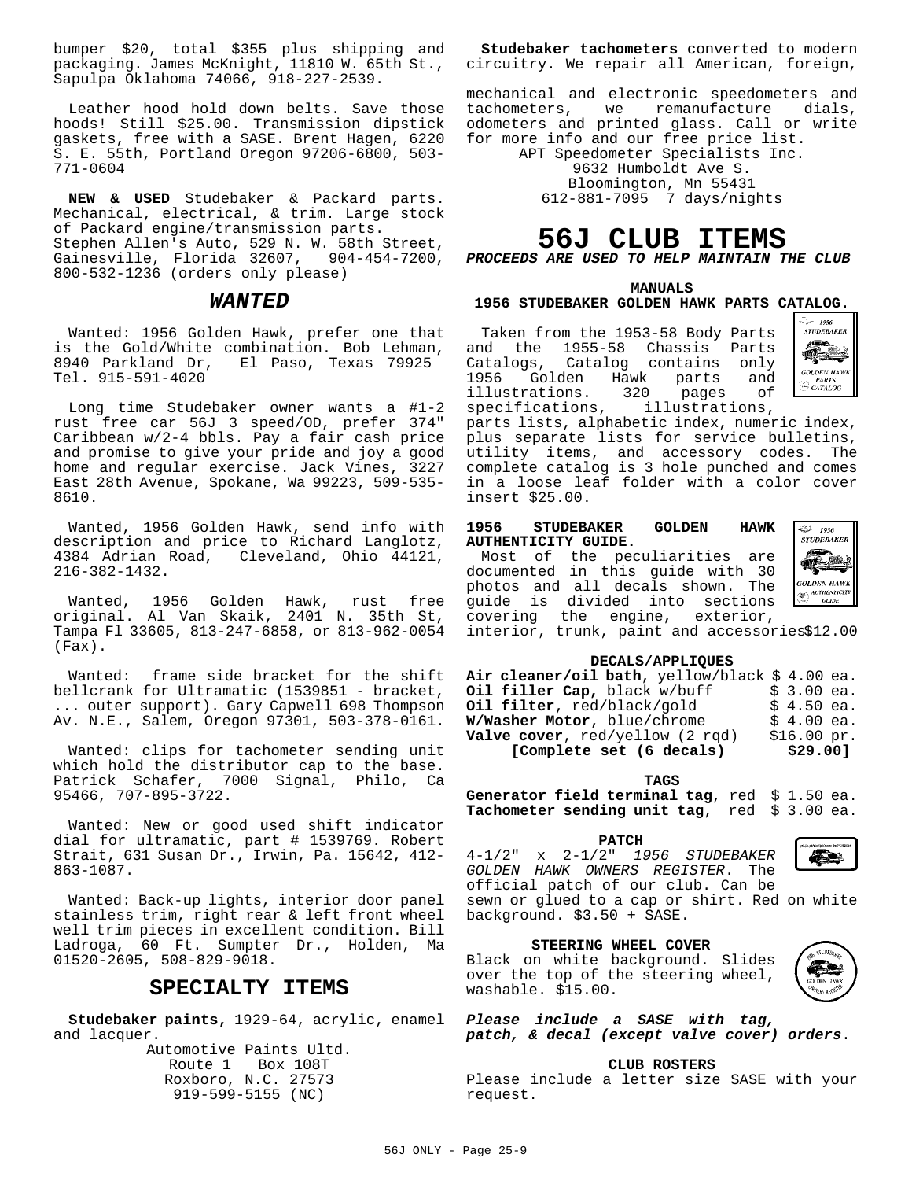bumper $20, total $355 plus shipping and packaging. James McKnight, 11810 W. 65th St., Sapulpa Oklahoma 74066, 918-227-2539.

Leather hood hold down belts. Save those hoods! Still $25.00. Transmission dipstick gaskets, free with a SASE. Brent Hagen, 6220 S. E. 55th, Portland Oregon 97206-6800, 503-771-0604

**NEW & USED** Studebaker & Packard parts. Mechanical, electrical, & trim. Large stock of Packard engine/transmission parts. Stephen Allen's Auto, 529 N. W. 58th Street, Gainesville, Florida 32607, 904-454-7200, 800-532-1236 (orders only please)

## *WANTED*

Wanted: 1956 Golden Hawk, prefer one that is the Gold/White combination. Bob Lehman, 8940 Parkland Dr, El Paso, Texas 79925 Tel. 915-591-4020

Long time Studebaker owner wants a #1-2 rust free car 56J 3 speed/OD, prefer 374" Caribbean w/2-4 bbls. Pay a fair cash price and promise to give your pride and joy a good home and regular exercise. Jack Vines, 3227 East 28th Avenue, Spokane, Wa 99223, 509-535-8610.

Wanted, 1956 Golden Hawk, send info with description and price to Richard Langlotz, 4384 Adrian Road, Cleveland, Ohio 44121, 216-382-1432.

Wanted, 1956 Golden Hawk, rust free original. Al Van Skaik, 2401 N. 35th St, Tampa Fl 33605, 813-247-6858, or 813-962-0054 (Fax).

Wanted: frame side bracket for the shift bellcrank for Ultramatic (1539851 - bracket, ... outer support). Gary Capwell 698 Thompson Av. N.E., Salem, Oregon 97301, 503-378-0161.

Wanted: clips for tachometer sending unit which hold the distributor cap to the base. Patrick Schafer, 7000 Signal, Philo, Ca 95466, 707-895-3722.

Wanted: New or good used shift indicator dial for ultramatic, part # 1539769. Robert Strait, 631 Susan Dr., Irwin, Pa. 15642, 412-863-1087.

Wanted: Back-up lights, interior door panel stainless trim, right rear & left front wheel well trim pieces in excellent condition. Bill Ladroga, 60 Ft. Sumpter Dr., Holden, Ma 01520-2605, 508-829-9018.

## SPECIALTY ITEMS

**Studebaker paints,** 1929-64, acrylic, enamel and lacquer.

Automotive Paints Ultd.
Route 1 Box 108T
Roxboro, N.C. 27573
919-599-5155 (NC)

**Studebaker tachometers** converted to modern circuitry. We repair all American, foreign, mechanical and electronic speedometers and tachometers, we remanufacture dials, odometers and printed glass. Call or write for more info and our free price list.

APT Speedometer Specialists Inc.
9632 Humboldt Ave S.
Bloomington, Mn 55431
612-881-7095 7 days/nights

# 56J CLUB ITEMS

***PROCEEDS ARE USED TO HELP MAINTAIN THE CLUB***

### MANUALS

**1956 STUDEBAKER GOLDEN HAWK PARTS CATALOG.**

Taken from the 1953-58 Body Parts and the 1955-58 Chassis Parts Catalogs, Catalog contains only 1956 Golden Hawk parts and illustrations. 320 pages of specifications, illustrations, parts lists, alphabetic index, numeric index, plus separate lists for service bulletins, utility items, and accessory codes. The complete catalog is 3 hole punched and comes in a loose leaf folder with a color cover insert $25.00.

**1956 STUDEBAKER GOLDEN HAWK AUTHENTICITY GUIDE.**

Most of the peculiarities are documented in this guide with 30 photos and all decals shown. The guide is divided into sections covering the engine, exterior, interior, trunk, paint and accessories $12.00

### DECALS/APPLIQUES

**Air cleaner/oil bath**, yellow/black $ 4.00 ea.
**Oil filler Cap,** black w/buff $ 3.00 ea.
**Oil filter**, red/black/gold $ 4.50 ea.
**W/Washer Motor**, blue/chrome $ 4.00 ea.
**Valve cover**, red/yellow (2 rqd) $16.00 pr.
**[Complete set (6 decals) $29.00]**

### TAGS

**Generator field terminal tag**, red $ 1.50 ea.
**Tachometer sending unit tag**, red $ 3.00 ea.

### PATCH

4-1/2" x 2-1/2" *1956 STUDEBAKER GOLDEN HAWK OWNERS REGISTER*. The official patch of our club. Can be sewn or glued to a cap or shirt. Red on white background. $3.50 + SASE.

### STEERING WHEEL COVER

Black on white background. Slides over the top of the steering wheel, washable. $15.00.

***Please include a SASE with tag, patch, & decal (except valve cover) orders***.

### CLUB ROSTERS

Please include a letter size SASE with your request.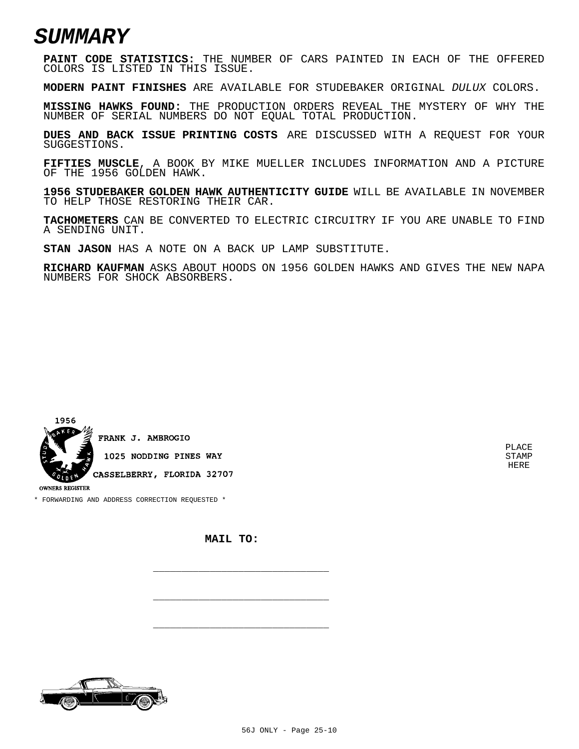# SUMMARY

**PAINT CODE STATISTICS:** THE NUMBER OF CARS PAINTED IN EACH OF THE OFFERED COLORS IS LISTED IN THIS ISSUE.

**MODERN PAINT FINISHES** ARE AVAILABLE FOR STUDEBAKER ORIGINAL *DULUX* COLORS.

**MISSING HAWKS FOUND:** THE PRODUCTION ORDERS REVEAL THE MYSTERY OF WHY THE NUMBER OF SERIAL NUMBERS DO NOT EQUAL TOTAL PRODUCTION.

**DUES AND BACK ISSUE PRINTING COSTS** ARE DISCUSSED WITH A REQUEST FOR YOUR SUGGESTIONS.

**FIFTIES MUSCLE**, A BOOK BY MIKE MUELLER INCLUDES INFORMATION AND A PICTURE OF THE 1956 GOLDEN HAWK.

**1956 STUDEBAKER GOLDEN HAWK AUTHENTICITY GUIDE** WILL BE AVAILABLE IN NOVEMBER TO HELP THOSE RESTORING THEIR CAR.

**TACHOMETERS** CAN BE CONVERTED TO ELECTRIC CIRCUITRY IF YOU ARE UNABLE TO FIND A SENDING UNIT.

**STAN JASON** HAS A NOTE ON A BACK UP LAMP SUBSTITUTE.

**RICHARD KAUFMAN** ASKS ABOUT HOODS ON 1956 GOLDEN HAWKS AND GIVES THE NEW NAPA NUMBERS FOR SHOCK ABSORBERS.

1956 STUDEBAKER GOLDEN HAWK OWNERS REGISTER

**FRANK J. AMBROGIO**
**1025 NODDING PINES WAY**
**CASSELBERRY, FLORIDA 32707**

PLACE STAMP HERE

* FORWARDING AND ADDRESS CORRECTION REQUESTED *

**MAIL TO:**

\_\_\_\_\_\_\_\_\_\_\_\_\_\_\_\_\_\_\_\_\_\_\_\_\_\_\_\_\_\_

\_\_\_\_\_\_\_\_\_\_\_\_\_\_\_\_\_\_\_\_\_\_\_\_\_\_\_\_\_\_

\_\_\_\_\_\_\_\_\_\_\_\_\_\_\_\_\_\_\_\_\_\_\_\_\_\_\_\_\_\_

56J ONLY - Page 25-10